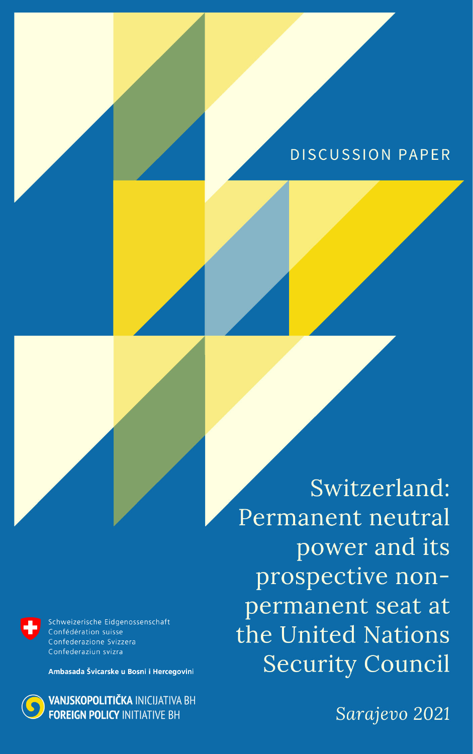DISCUSSION PAPER

# Switzerland: Permanent neutral power and its prospective non-permanent seat at the United Nations Security Council

*Sarajevo 2021*

Schweizerische Eidgenossenschaft
Confédération suisse
Confederazione Svizzera
Confederaziun svizra

**Ambasada Švicarske u Bosni i Hercegovini**

**VANJSKOPOLITIČKA** INICIJATIVA BH
**FOREIGN POLICY** INITIATIVE BH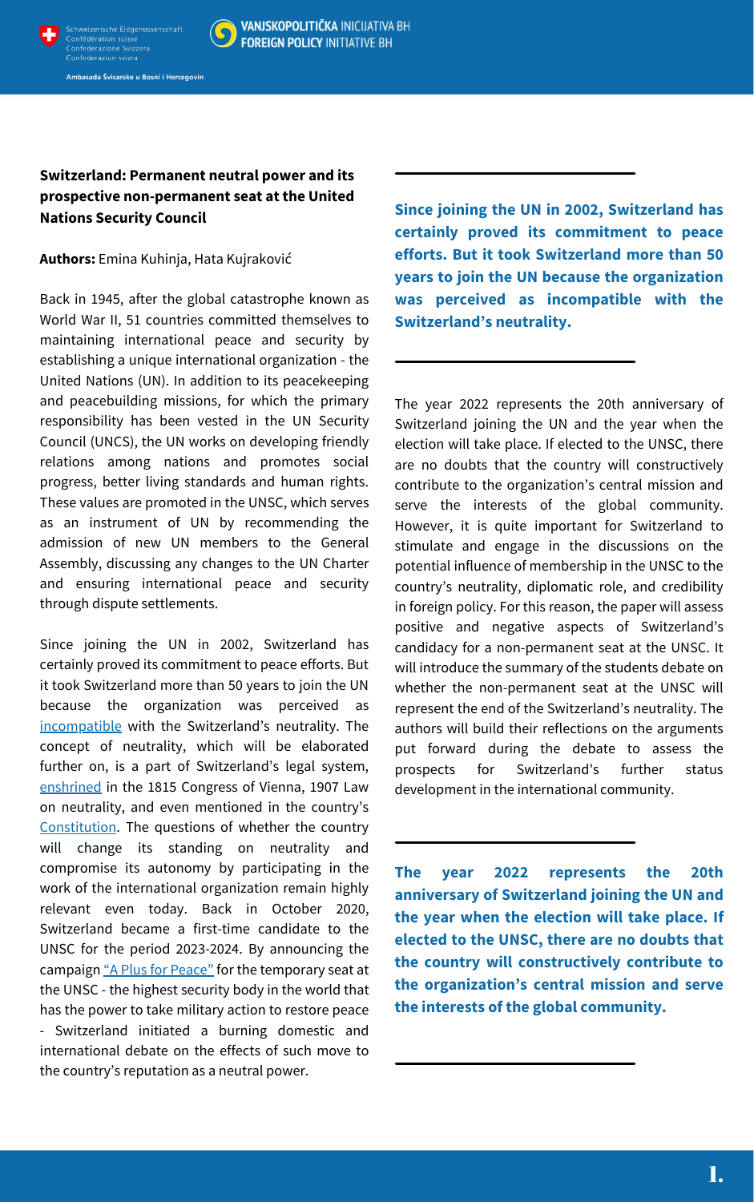**Switzerland: Permanent neutral power and its prospective non-permanent seat at the United Nations Security Council**

**Authors:** Emina Kuhinja, Hata Kujraković

Back in 1945, after the global catastrophe known as World War II, 51 countries committed themselves to maintaining international peace and security by establishing a unique international organization - the United Nations (UN). In addition to its peacekeeping and peacebuilding missions, for which the primary responsibility has been vested in the UN Security Council (UNCS), the UN works on developing friendly relations among nations and promotes social progress, better living standards and human rights. These values are promoted in the UNSC, which serves as an instrument of UN by recommending the admission of new UN members to the General Assembly, discussing any changes to the UN Charter and ensuring international peace and security through dispute settlements.

Since joining the UN in 2002, Switzerland has certainly proved its commitment to peace efforts. But it took Switzerland more than 50 years to join the UN because the organization was perceived as incompatible with the Switzerland's neutrality. The concept of neutrality, which will be elaborated further on, is a part of Switzerland's legal system, enshrined in the 1815 Congress of Vienna, 1907 Law on neutrality, and even mentioned in the country's Constitution. The questions of whether the country will change its standing on neutrality and compromise its autonomy by participating in the work of the international organization remain highly relevant even today. Back in October 2020, Switzerland became a first-time candidate to the UNSC for the period 2023-2024. By announcing the campaign "A Plus for Peace" for the temporary seat at the UNSC - the highest security body in the world that has the power to take military action to restore peace - Switzerland initiated a burning domestic and international debate on the effects of such move to the country's reputation as a neutral power.

**Since joining the UN in 2002, Switzerland has certainly proved its commitment to peace efforts. But it took Switzerland more than 50 years to join the UN because the organization was perceived as incompatible with the Switzerland's neutrality.**

The year 2022 represents the 20th anniversary of Switzerland joining the UN and the year when the election will take place. If elected to the UNSC, there are no doubts that the country will constructively contribute to the organization's central mission and serve the interests of the global community. However, it is quite important for Switzerland to stimulate and engage in the discussions on the potential influence of membership in the UNSC to the country's neutrality, diplomatic role, and credibility in foreign policy. For this reason, the paper will assess positive and negative aspects of Switzerland's candidacy for a non-permanent seat at the UNSC. It will introduce the summary of the students debate on whether the non-permanent seat at the UNSC will represent the end of the Switzerland's neutrality. The authors will build their reflections on the arguments put forward during the debate to assess the prospects for Switzerland's further status development in the international community.

**The year 2022 represents the 20th anniversary of Switzerland joining the UN and the year when the election will take place. If elected to the UNSC, there are no doubts that the country will constructively contribute to the organization's central mission and serve the interests of the global community.**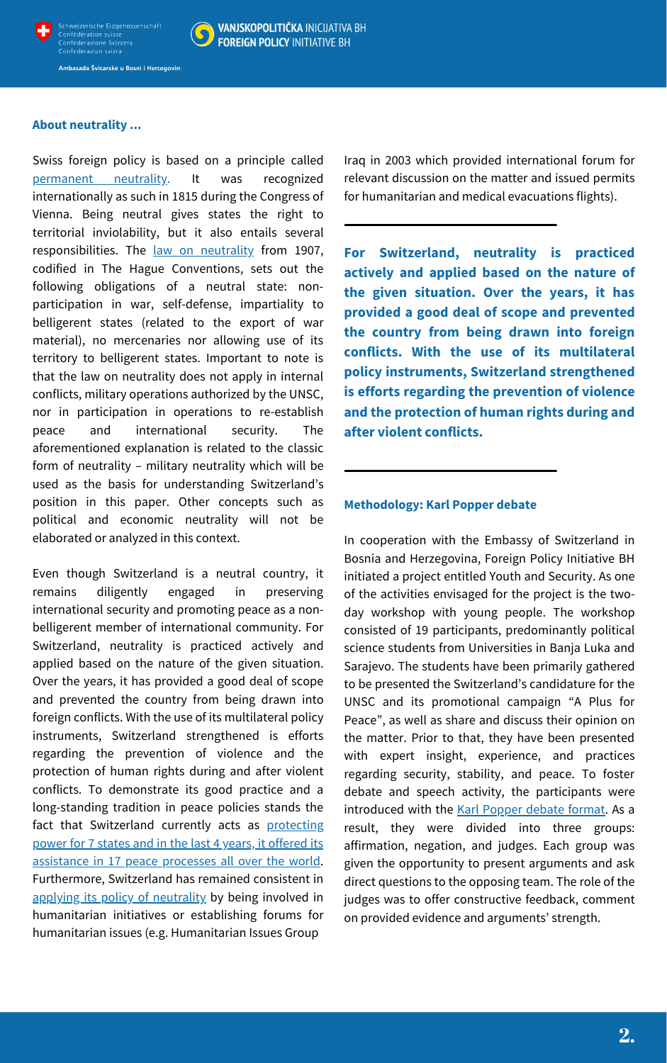### About neutrality ...

Swiss foreign policy is based on a principle called [permanent neutrality.](#) It was recognized internationally as such in 1815 during the Congress of Vienna. Being neutral gives states the right to territorial inviolability, but it also entails several responsibilities. The [law on neutrality](#) from 1907, codified in The Hague Conventions, sets out the following obligations of a neutral state: non-participation in war, self-defense, impartiality to belligerent states (related to the export of war material), no mercenaries nor allowing use of its territory to belligerent states. Important to note is that the law on neutrality does not apply in internal conflicts, military operations authorized by the UNSC, nor in participation in operations to re-establish peace and international security. The aforementioned explanation is related to the classic form of neutrality – military neutrality which will be used as the basis for understanding Switzerland's position in this paper. Other concepts such as political and economic neutrality will not be elaborated or analyzed in this context.

Even though Switzerland is a neutral country, it remains diligently engaged in preserving international security and promoting peace as a non-belligerent member of international community. For Switzerland, neutrality is practiced actively and applied based on the nature of the given situation. Over the years, it has provided a good deal of scope and prevented the country from being drawn into foreign conflicts. With the use of its multilateral policy instruments, Switzerland strengthened is efforts regarding the prevention of violence and the protection of human rights during and after violent conflicts. To demonstrate its good practice and a long-standing tradition in peace policies stands the fact that Switzerland currently acts as [protecting power for 7 states and in the last 4 years, it offered its assistance in 17 peace processes all over the world](#). Furthermore, Switzerland has remained consistent in [applying its policy of neutrality](#) by being involved in humanitarian initiatives or establishing forums for humanitarian issues (e.g. Humanitarian Issues Group Iraq in 2003 which provided international forum for relevant discussion on the matter and issued permits for humanitarian and medical evacuations flights).

**For Switzerland, neutrality is practiced actively and applied based on the nature of the given situation. Over the years, it has provided a good deal of scope and prevented the country from being drawn into foreign conflicts. With the use of its multilateral policy instruments, Switzerland strengthened is efforts regarding the prevention of violence and the protection of human rights during and after violent conflicts.**

### Methodology: Karl Popper debate

In cooperation with the Embassy of Switzerland in Bosnia and Herzegovina, Foreign Policy Initiative BH initiated a project entitled Youth and Security. As one of the activities envisaged for the project is the two-day workshop with young people. The workshop consisted of 19 participants, predominantly political science students from Universities in Banja Luka and Sarajevo. The students have been primarily gathered to be presented the Switzerland's candidature for the UNSC and its promotional campaign "A Plus for Peace", as well as share and discuss their opinion on the matter. Prior to that, they have been presented with expert insight, experience, and practices regarding security, stability, and peace. To foster debate and speech activity, the participants were introduced with the [Karl Popper debate format](#). As a result, they were divided into three groups: affirmation, negation, and judges. Each group was given the opportunity to present arguments and ask direct questions to the opposing team. The role of the judges was to offer constructive feedback, comment on provided evidence and arguments' strength.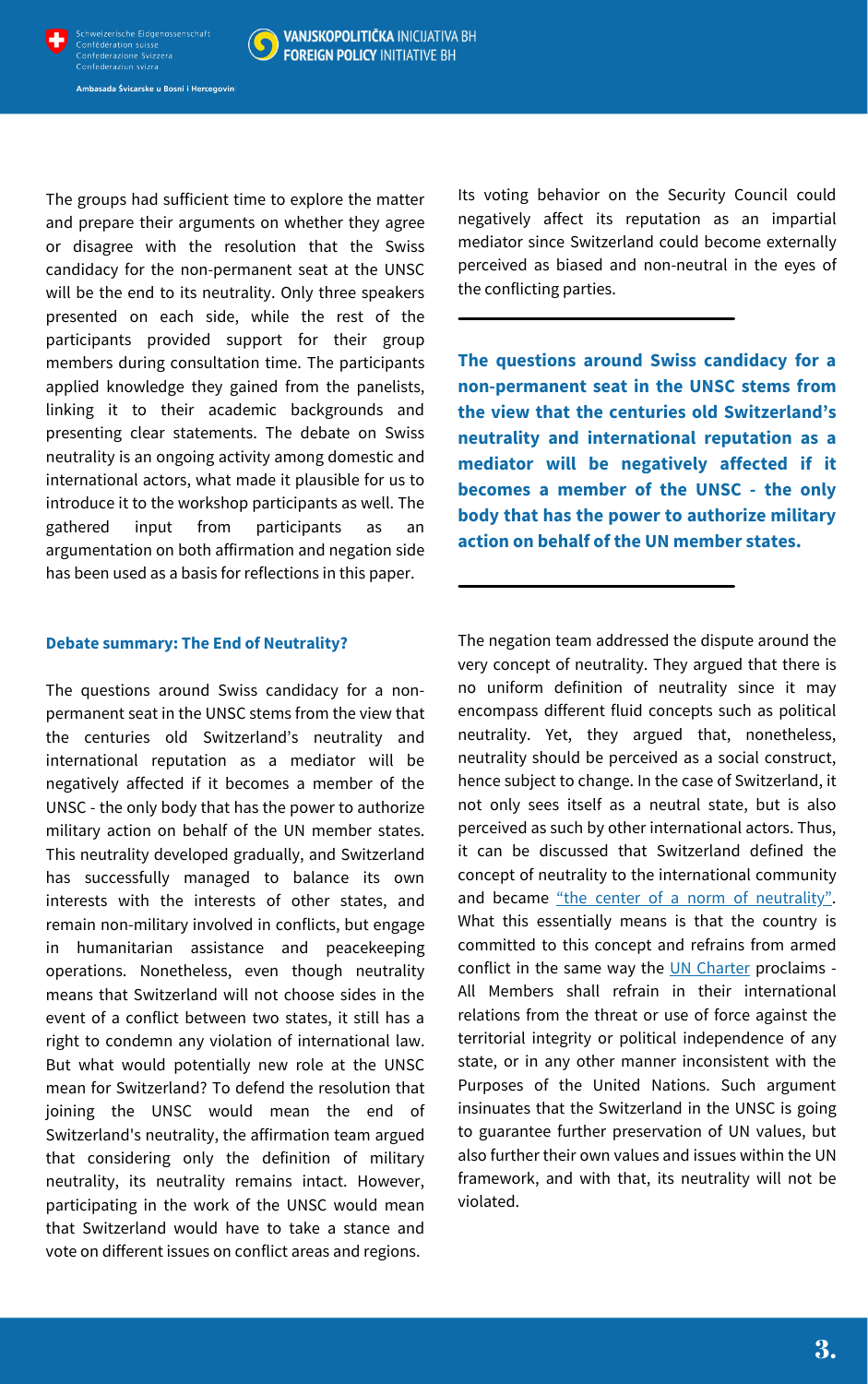The groups had sufficient time to explore the matter and prepare their arguments on whether they agree or disagree with the resolution that the Swiss candidacy for the non-permanent seat at the UNSC will be the end to its neutrality. Only three speakers presented on each side, while the rest of the participants provided support for their group members during consultation time. The participants applied knowledge they gained from the panelists, linking it to their academic backgrounds and presenting clear statements. The debate on Swiss neutrality is an ongoing activity among domestic and international actors, what made it plausible for us to introduce it to the workshop participants as well. The gathered input from participants as an argumentation on both affirmation and negation side has been used as a basis for reflections in this paper.

#### Debate summary: The End of Neutrality?

The questions around Swiss candidacy for a non-permanent seat in the UNSC stems from the view that the centuries old Switzerland's neutrality and international reputation as a mediator will be negatively affected if it becomes a member of the UNSC - the only body that has the power to authorize military action on behalf of the UN member states. This neutrality developed gradually, and Switzerland has successfully managed to balance its own interests with the interests of other states, and remain non-military involved in conflicts, but engage in humanitarian assistance and peacekeeping operations. Nonetheless, even though neutrality means that Switzerland will not choose sides in the event of a conflict between two states, it still has a right to condemn any violation of international law. But what would potentially new role at the UNSC mean for Switzerland? To defend the resolution that joining the UNSC would mean the end of Switzerland's neutrality, the affirmation team argued that considering only the definition of military neutrality, its neutrality remains intact. However, participating in the work of the UNSC would mean that Switzerland would have to take a stance and vote on different issues on conflict areas and regions. Its voting behavior on the Security Council could negatively affect its reputation as an impartial mediator since Switzerland could become externally perceived as biased and non-neutral in the eyes of the conflicting parties.

**The questions around Swiss candidacy for a non-permanent seat in the UNSC stems from the view that the centuries old Switzerland's neutrality and international reputation as a mediator will be negatively affected if it becomes a member of the UNSC - the only body that has the power to authorize military action on behalf of the UN member states.**

The negation team addressed the dispute around the very concept of neutrality. They argued that there is no uniform definition of neutrality since it may encompass different fluid concepts such as political neutrality. Yet, they argued that, nonetheless, neutrality should be perceived as a social construct, hence subject to change. In the case of Switzerland, it not only sees itself as a neutral state, but is also perceived as such by other international actors. Thus, it can be discussed that Switzerland defined the concept of neutrality to the international community and became "the center of a norm of neutrality". What this essentially means is that the country is committed to this concept and refrains from armed conflict in the same way the UN Charter proclaims - All Members shall refrain in their international relations from the threat or use of force against the territorial integrity or political independence of any state, or in any other manner inconsistent with the Purposes of the United Nations. Such argument insinuates that the Switzerland in the UNSC is going to guarantee further preservation of UN values, but also further their own values and issues within the UN framework, and with that, its neutrality will not be violated.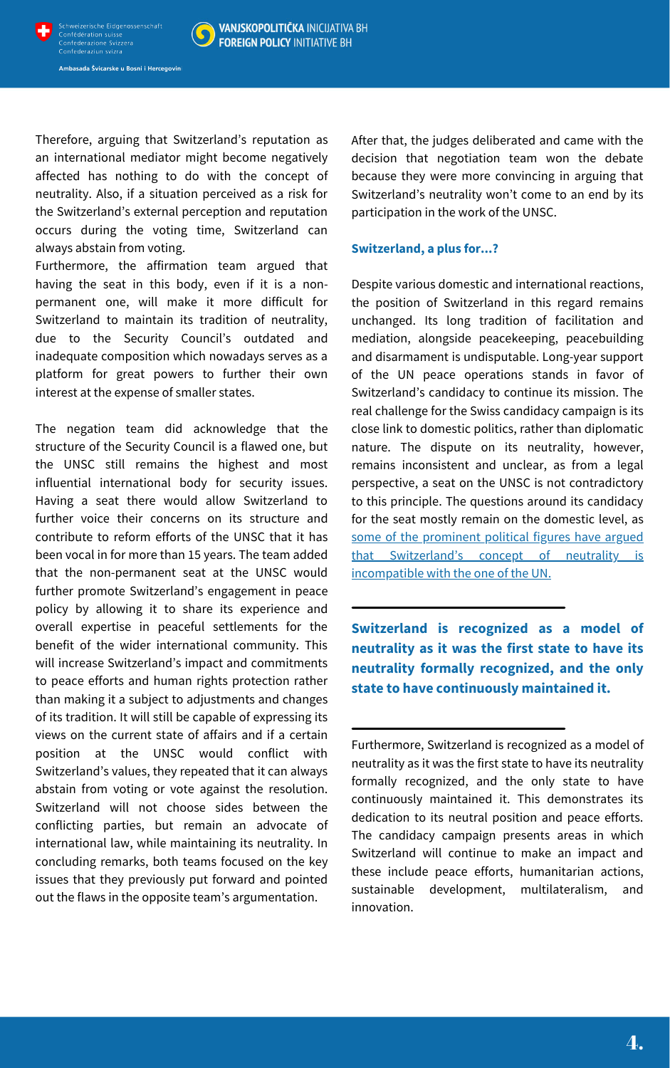Therefore, arguing that Switzerland's reputation as an international mediator might become negatively affected has nothing to do with the concept of neutrality. Also, if a situation perceived as a risk for the Switzerland's external perception and reputation occurs during the voting time, Switzerland can always abstain from voting.

Furthermore, the affirmation team argued that having the seat in this body, even if it is a non-permanent one, will make it more difficult for Switzerland to maintain its tradition of neutrality, due to the Security Council's outdated and inadequate composition which nowadays serves as a platform for great powers to further their own interest at the expense of smaller states.

The negation team did acknowledge that the structure of the Security Council is a flawed one, but the UNSC still remains the highest and most influential international body for security issues. Having a seat there would allow Switzerland to further voice their concerns on its structure and contribute to reform efforts of the UNSC that it has been vocal in for more than 15 years. The team added that the non-permanent seat at the UNSC would further promote Switzerland's engagement in peace policy by allowing it to share its experience and overall expertise in peaceful settlements for the benefit of the wider international community. This will increase Switzerland's impact and commitments to peace efforts and human rights protection rather than making it a subject to adjustments and changes of its tradition. It will still be capable of expressing its views on the current state of affairs and if a certain position at the UNSC would conflict with Switzerland's values, they repeated that it can always abstain from voting or vote against the resolution. Switzerland will not choose sides between the conflicting parties, but remain an advocate of international law, while maintaining its neutrality. In concluding remarks, both teams focused on the key issues that they previously put forward and pointed out the flaws in the opposite team's argumentation.

After that, the judges deliberated and came with the decision that negotiation team won the debate because they were more convincing in arguing that Switzerland's neutrality won't come to an end by its participation in the work of the UNSC.

**Switzerland, a plus for...?**

Despite various domestic and international reactions, the position of Switzerland in this regard remains unchanged. Its long tradition of facilitation and mediation, alongside peacekeeping, peacebuilding and disarmament is undisputable. Long-year support of the UN peace operations stands in favor of Switzerland's candidacy to continue its mission. The real challenge for the Swiss candidacy campaign is its close link to domestic politics, rather than diplomatic nature. The dispute on its neutrality, however, remains inconsistent and unclear, as from a legal perspective, a seat on the UNSC is not contradictory to this principle. The questions around its candidacy for the seat mostly remain on the domestic level, as some of the prominent political figures have argued that Switzerland's concept of neutrality is incompatible with the one of the UN.

**Switzerland is recognized as a model of neutrality as it was the first state to have its neutrality formally recognized, and the only state to have continuously maintained it.**

Furthermore, Switzerland is recognized as a model of neutrality as it was the first state to have its neutrality formally recognized, and the only state to have continuously maintained it. This demonstrates its dedication to its neutral position and peace efforts. The candidacy campaign presents areas in which Switzerland will continue to make an impact and these include peace efforts, humanitarian actions, sustainable development, multilateralism, and innovation.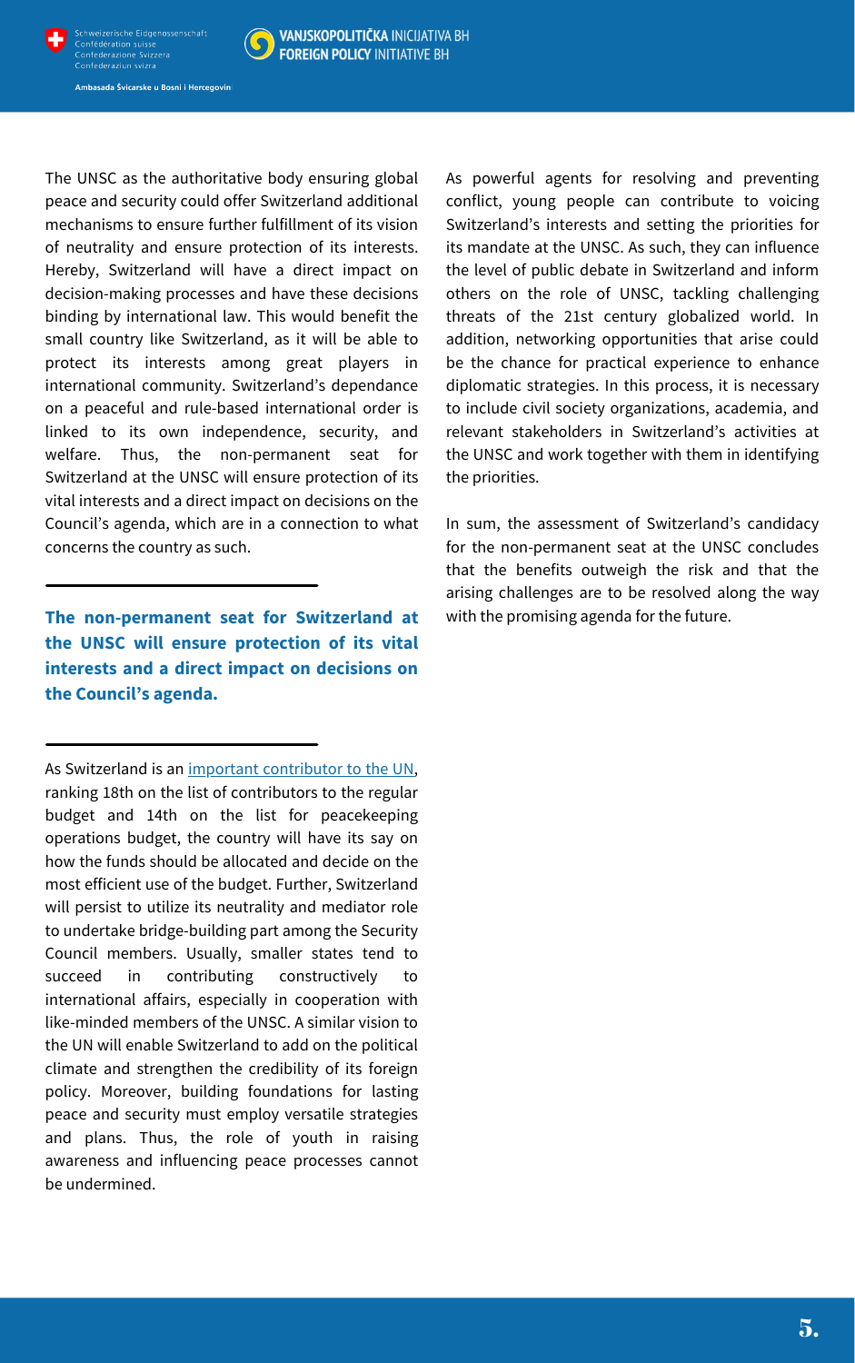The UNSC as the authoritative body ensuring global peace and security could offer Switzerland additional mechanisms to ensure further fulfillment of its vision of neutrality and ensure protection of its interests. Hereby, Switzerland will have a direct impact on decision-making processes and have these decisions binding by international law. This would benefit the small country like Switzerland, as it will be able to protect its interests among great players in international community. Switzerland's dependance on a peaceful and rule-based international order is linked to its own independence, security, and welfare. Thus, the non-permanent seat for Switzerland at the UNSC will ensure protection of its vital interests and a direct impact on decisions on the Council's agenda, which are in a connection to what concerns the country as such.

**The non-permanent seat for Switzerland at the UNSC will ensure protection of its vital interests and a direct impact on decisions on the Council's agenda.**

As Switzerland is an important contributor to the UN, ranking 18th on the list of contributors to the regular budget and 14th on the list for peacekeeping operations budget, the country will have its say on how the funds should be allocated and decide on the most efficient use of the budget. Further, Switzerland will persist to utilize its neutrality and mediator role to undertake bridge-building part among the Security Council members. Usually, smaller states tend to succeed in contributing constructively to international affairs, especially in cooperation with like-minded members of the UNSC. A similar vision to the UN will enable Switzerland to add on the political climate and strengthen the credibility of its foreign policy. Moreover, building foundations for lasting peace and security must employ versatile strategies and plans. Thus, the role of youth in raising awareness and influencing peace processes cannot be undermined.

As powerful agents for resolving and preventing conflict, young people can contribute to voicing Switzerland's interests and setting the priorities for its mandate at the UNSC. As such, they can influence the level of public debate in Switzerland and inform others on the role of UNSC, tackling challenging threats of the 21st century globalized world. In addition, networking opportunities that arise could be the chance for practical experience to enhance diplomatic strategies. In this process, it is necessary to include civil society organizations, academia, and relevant stakeholders in Switzerland's activities at the UNSC and work together with them in identifying the priorities.

In sum, the assessment of Switzerland's candidacy for the non-permanent seat at the UNSC concludes that the benefits outweigh the risk and that the arising challenges are to be resolved along the way with the promising agenda for the future.